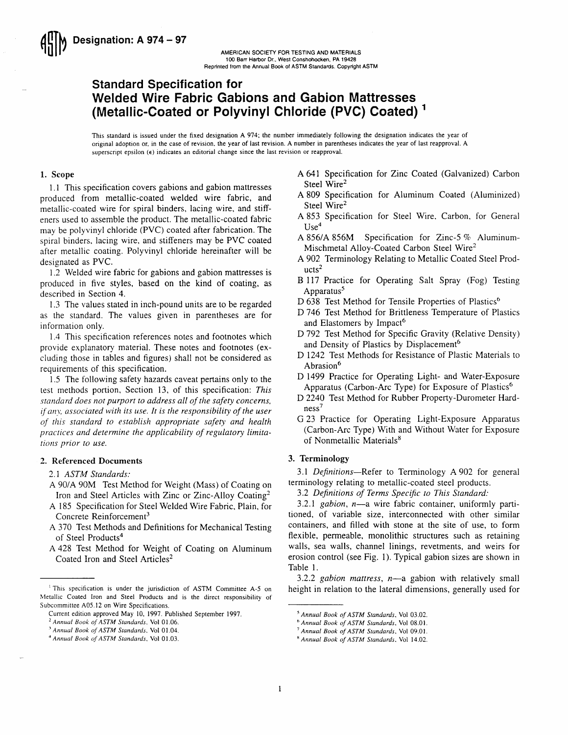**Designation: A 974 – 97**

AMERICAN SOCIETY FOR TESTING AND MATERIALS
100 Barr Harbor Dr., West Conshohocken, PA 19428
Reprinted from the Annual Book of ASTM Standards. Copyright ASTM

# Standard Specification for Welded Wire Fabric Gabions and Gabion Mattresses (Metallic-Coated or Polyvinyl Chloride (PVC) Coated) [1]

This standard is issued under the fixed designation A 974; the number immediately following the designation indicates the year of original adoption or, in the case of revision, the year of last revision. A number in parentheses indicates the year of last reapproval. A superscript epsilon (ε) indicates an editorial change since the last revision or reapproval.

## 1. Scope

1.1 This specification covers gabions and gabion mattresses produced from metallic-coated welded wire fabric, and metallic-coated wire for spiral binders, lacing wire, and stiffeners used to assemble the product. The metallic-coated fabric may be polyvinyl chloride (PVC) coated after fabrication. The spiral binders, lacing wire, and stiffeners may be PVC coated after metallic coating. Polyvinyl chloride hereinafter will be designated as PVC.

1.2 Welded wire fabric for gabions and gabion mattresses is produced in five styles, based on the kind of coating, as described in Section 4.

1.3 The values stated in inch-pound units are to be regarded as the standard. The values given in parentheses are for information only.

1.4 This specification references notes and footnotes which provide explanatory material. These notes and footnotes (excluding those in tables and figures) shall not be considered as requirements of this specification.

1.5 The following safety hazards caveat pertains only to the test methods portion, Section 13, of this specification: *This standard does not purport to address all of the safety concerns, if any, associated with its use. It is the responsibility of the user of this standard to establish appropriate safety and health practices and determine the applicability of regulatory limitations prior to use.*

## 2. Referenced Documents

2.1 *ASTM Standards:*

A 90/A 90M Test Method for Weight (Mass) of Coating on Iron and Steel Articles with Zinc or Zinc-Alloy Coating[2]

A 185 Specification for Steel Welded Wire Fabric, Plain, for Concrete Reinforcement[3]

A 370 Test Methods and Definitions for Mechanical Testing of Steel Products[4]

A 428 Test Method for Weight of Coating on Aluminum Coated Iron and Steel Articles[2]

A 641 Specification for Zinc Coated (Galvanized) Carbon Steel Wire[2]

A 809 Specification for Aluminum Coated (Aluminized) Steel Wire[2]

A 853 Specification for Steel Wire, Carbon, for General Use[4]

A 856/A 856M Specification for Zinc-5 % Aluminum-Mischmetal Alloy-Coated Carbon Steel Wire[2]

A 902 Terminology Relating to Metallic Coated Steel Products[2]

B 117 Practice for Operating Salt Spray (Fog) Testing Apparatus[5]

D 638 Test Method for Tensile Properties of Plastics[6]

D 746 Test Method for Brittleness Temperature of Plastics and Elastomers by Impact[6]

D 792 Test Method for Specific Gravity (Relative Density) and Density of Plastics by Displacement[6]

D 1242 Test Methods for Resistance of Plastic Materials to Abrasion[6]

D 1499 Practice for Operating Light- and Water-Exposure Apparatus (Carbon-Arc Type) for Exposure of Plastics[6]

D 2240 Test Method for Rubber Property-Durometer Hardness[7]

G 23 Practice for Operating Light-Exposure Apparatus (Carbon-Arc Type) With and Without Water for Exposure of Nonmetallic Materials[8]

## 3. Terminology

3.1 *Definitions*—Refer to Terminology A 902 for general terminology relating to metallic-coated steel products.

3.2 *Definitions of Terms Specific to This Standard:*

3.2.1 *gabion, n*—a wire fabric container, uniformly partitioned, of variable size, interconnected with other similar containers, and filled with stone at the site of use, to form flexible, permeable, monolithic structures such as retaining walls, sea walls, channel linings, revetments, and weirs for erosion control (see Fig. 1). Typical gabion sizes are shown in Table 1.

3.2.2 *gabion mattress, n*—a gabion with relatively small height in relation to the lateral dimensions, generally used for

---

[1] This specification is under the jurisdiction of ASTM Committee A-5 on Metallic Coated Iron and Steel Products and is the direct responsibility of Subcommittee A05.12 on Wire Specifications.

Current edition approved May 10, 1997. Published September 1997.

[2] *Annual Book of ASTM Standards*, Vol 01.06.

[3] *Annual Book of ASTM Standards*, Vol 01.04.

[4] *Annual Book of ASTM Standards*, Vol 01.03.

[5] *Annual Book of ASTM Standards*, Vol 03.02.

[6] *Annual Book of ASTM Standards*, Vol 08.01.

[7] *Annual Book of ASTM Standards*, Vol 09.01.

[8] *Annual Book of ASTM Standards*, Vol 14.02.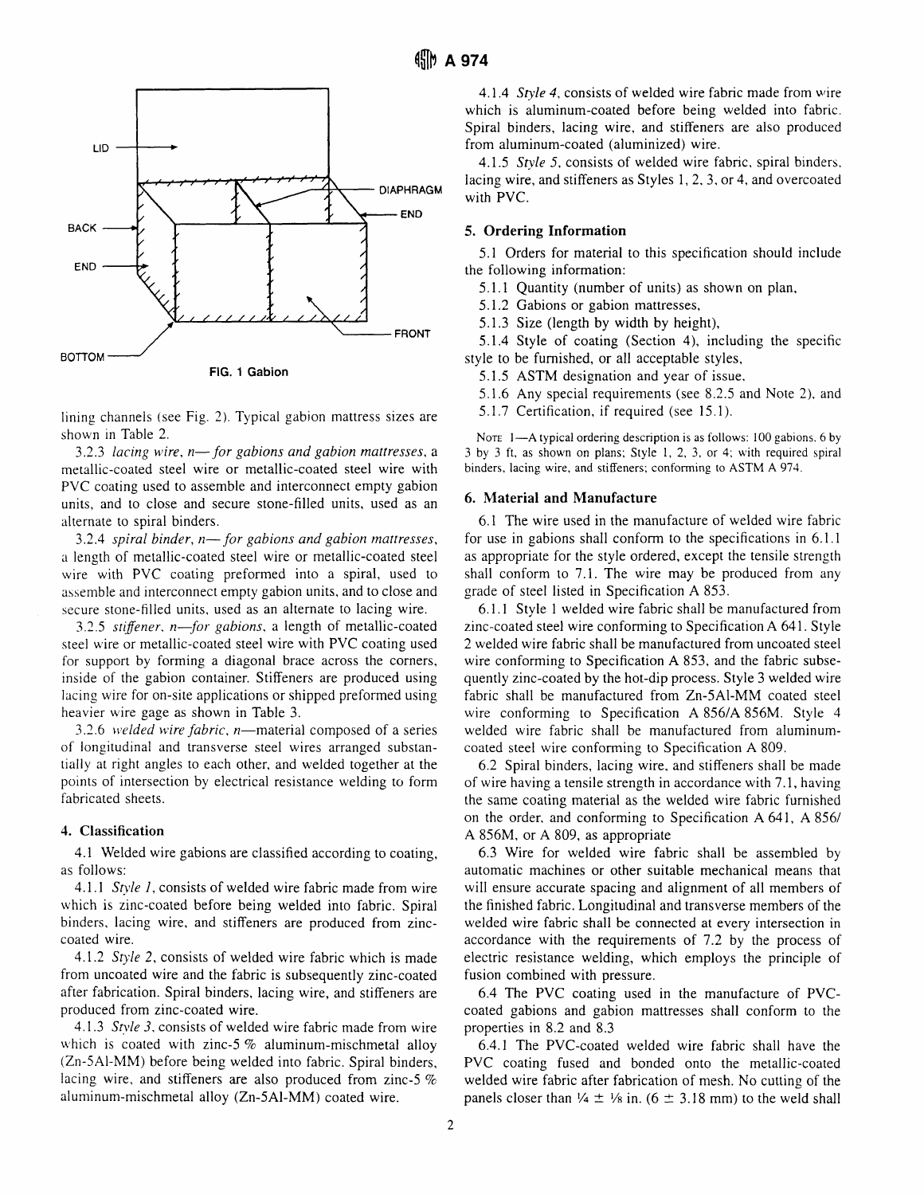FIG. 1 Gabion

lining channels (see Fig. 2). Typical gabion mattress sizes are shown in Table 2.

3.2.3 *lacing wire, n—for gabions and gabion mattresses*, a metallic-coated steel wire or metallic-coated steel wire with PVC coating used to assemble and interconnect empty gabion units, and to close and secure stone-filled units, used as an alternate to spiral binders.

3.2.4 *spiral binder, n—for gabions and gabion mattresses*, a length of metallic-coated steel wire or metallic-coated steel wire with PVC coating preformed into a spiral, used to assemble and interconnect empty gabion units, and to close and secure stone-filled units, used as an alternate to lacing wire.

3.2.5 *stiffener, n—for gabions*, a length of metallic-coated steel wire or metallic-coated steel wire with PVC coating used for support by forming a diagonal brace across the corners, inside of the gabion container. Stiffeners are produced using lacing wire for on-site applications or shipped preformed using heavier wire gage as shown in Table 3.

3.2.6 *welded wire fabric, n*—material composed of a series of longitudinal and transverse steel wires arranged substantially at right angles to each other, and welded together at the points of intersection by electrical resistance welding to form fabricated sheets.

## 4. Classification

4.1 Welded wire gabions are classified according to coating, as follows:

4.1.1 *Style 1*, consists of welded wire fabric made from wire which is zinc-coated before being welded into fabric. Spiral binders, lacing wire, and stiffeners are produced from zinc-coated wire.

4.1.2 *Style 2*, consists of welded wire fabric which is made from uncoated wire and the fabric is subsequently zinc-coated after fabrication. Spiral binders, lacing wire, and stiffeners are produced from zinc-coated wire.

4.1.3 *Style 3*, consists of welded wire fabric made from wire which is coated with zinc-5 % aluminum-mischmetal alloy (Zn-5Al-MM) before being welded into fabric. Spiral binders, lacing wire, and stiffeners are also produced from zinc-5 % aluminum-mischmetal alloy (Zn-5Al-MM) coated wire.

4.1.4 *Style 4*, consists of welded wire fabric made from wire which is aluminum-coated before being welded into fabric. Spiral binders, lacing wire, and stiffeners are also produced from aluminum-coated (aluminized) wire.

4.1.5 *Style 5*, consists of welded wire fabric, spiral binders, lacing wire, and stiffeners as Styles 1, 2, 3, or 4, and overcoated with PVC.

## 5. Ordering Information

5.1 Orders for material to this specification should include the following information:

5.1.1 Quantity (number of units) as shown on plan,

5.1.2 Gabions or gabion mattresses,

5.1.3 Size (length by width by height),

5.1.4 Style of coating (Section 4), including the specific style to be furnished, or all acceptable styles,

5.1.5 ASTM designation and year of issue,

5.1.6 Any special requirements (see 8.2.5 and Note 2), and

5.1.7 Certification, if required (see 15.1).

NOTE 1—A typical ordering description is as follows: 100 gabions, 6 by 3 by 3 ft, as shown on plans; Style 1, 2, 3, or 4; with required spiral binders, lacing wire, and stiffeners; conforming to ASTM A 974.

## 6. Material and Manufacture

6.1 The wire used in the manufacture of welded wire fabric for use in gabions shall conform to the specifications in 6.1.1 as appropriate for the style ordered, except the tensile strength shall conform to 7.1. The wire may be produced from any grade of steel listed in Specification A 853.

6.1.1 Style 1 welded wire fabric shall be manufactured from zinc-coated steel wire conforming to Specification A 641. Style 2 welded wire fabric shall be manufactured from uncoated steel wire conforming to Specification A 853, and the fabric subsequently zinc-coated by the hot-dip process. Style 3 welded wire fabric shall be manufactured from Zn-5Al-MM coated steel wire conforming to Specification A 856/A 856M. Style 4 welded wire fabric shall be manufactured from aluminum-coated steel wire conforming to Specification A 809.

6.2 Spiral binders, lacing wire, and stiffeners shall be made of wire having a tensile strength in accordance with 7.1, having the same coating material as the welded wire fabric furnished on the order, and conforming to Specification A 641, A 856/A 856M, or A 809, as appropriate

6.3 Wire for welded wire fabric shall be assembled by automatic machines or other suitable mechanical means that will ensure accurate spacing and alignment of all members of the finished fabric. Longitudinal and transverse members of the welded wire fabric shall be connected at every intersection in accordance with the requirements of 7.2 by the process of electric resistance welding, which employs the principle of fusion combined with pressure.

6.4 The PVC coating used in the manufacture of PVC-coated gabions and gabion mattresses shall conform to the properties in 8.2 and 8.3

6.4.1 The PVC-coated welded wire fabric shall have the PVC coating fused and bonded onto the metallic-coated welded wire fabric after fabrication of mesh. No cutting of the panels closer than $1/4 \pm 1/8$ in. ($6 \pm 3.18$ mm) to the weld shall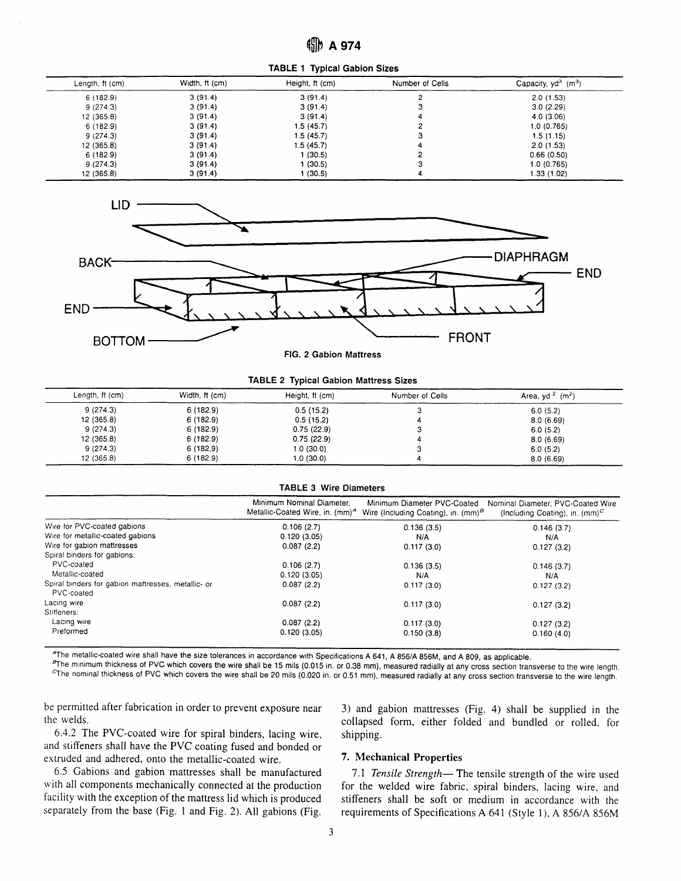**TABLE 1 Typical Gabion Sizes**

| Length, ft (cm) | Width, ft (cm) | Height, ft (cm) | Number of Cells | Capacity, yd³ (m³) |
|---|---|---|---|---|
| 6 (182.9) | 3 (91.4) | 3 (91.4) | 2 | 2.0 (1.53) |
| 9 (274.3) | 3 (91.4) | 3 (91.4) | 3 | 3.0 (2.29) |
| 12 (365.8) | 3 (91.4) | 3 (91.4) | 4 | 4.0 (3.06) |
| 6 (182.9) | 3 (91.4) | 1.5 (45.7) | 2 | 1.0 (0.765) |
| 9 (274.3) | 3 (91.4) | 1.5 (45.7) | 3 | 1.5 (1.15) |
| 12 (365.8) | 3 (91.4) | 1.5 (45.7) | 4 | 2.0 (1.53) |
| 6 (182.9) | 3 (91.4) | 1 (30.5) | 2 | 0.66 (0.50) |
| 9 (274.3) | 3 (91.4) | 1 (30.5) | 3 | 1.0 (0.765) |
| 12 (365.8) | 3 (91.4) | 1 (30.5) | 4 | 1.33 (1.02) |

LID, BACK, END, BOTTOM, DIAPHRAGM, END, FRONT

FIG. 2 Gabion Mattress

**TABLE 2 Typical Gabion Mattress Sizes**

| Length, ft (cm) | Width, ft (cm) | Height, ft (cm) | Number of Cells | Area, yd² (m²) |
|---|---|---|---|---|
| 9 (274.3) | 6 (182.9) | 0.5 (15.2) | 3 | 6.0 (5.2) |
| 12 (365.8) | 6 (182.9) | 0.5 (15.2) | 4 | 8.0 (6.69) |
| 9 (274.3) | 6 (182.9) | 0.75 (22.9) | 3 | 6.0 (5.2) |
| 12 (365.8) | 6 (182.9) | 0.75 (22.9) | 4 | 8.0 (6.69) |
| 9 (274.3) | 6 (182,9) | 1.0 (30.0) | 3 | 6.0 (5.2) |
| 12 (365.8) | 6 (182.9) | 1.0 (30.0) | 4 | 8.0 (6.69) |

**TABLE 3 Wire Diameters**

| | Minimum Nominal Diameter, Metallic-Coated Wire, in. (mm)[A] | Minimum Diameter PVC-Coated Wire (Including Coating), in. (mm)[B] | Nominal Diameter, PVC-Coated Wire (Including Coating), in. (mm)[C] |
|---|---|---|---|
| Wire for PVC-coated gabions | 0.106 (2.7) | 0.136 (3.5) | 0.146 (3.7) |
| Wire for metallic-coated gabions | 0.120 (3.05) | N/A | N/A |
| Wire for gabion mattresses | 0.087 (2.2) | 0.117 (3.0) | 0.127 (3.2) |
| Spiral binders for gabions: | | | |
| PVC-coated | 0.106 (2.7) | 0.136 (3.5) | 0.146 (3.7) |
| Metallic-coated | 0.120 (3.05) | N/A | N/A |
| Spiral binders for gabion mattresses, metallic- or PVC-coated | 0.087 (2.2) | 0.117 (3.0) | 0.127 (3.2) |
| Lacing wire | 0.087 (2.2) | 0.117 (3.0) | 0.127 (3.2) |
| Stiffeners: | | | |
| Lacing wire | 0.087 (2.2) | 0.117 (3.0) | 0.127 (3.2) |
| Preformed | 0.120 (3.05) | 0.150 (3.8) | 0.160 (4.0) |

[A] The metallic-coated wire shall have the size tolerances in accordance with Specifications A 641, A 856/A 856M, and A 809, as applicable.
[B] The minimum thickness of PVC which covers the wire shall be 15 mils (0.015 in. or 0.38 mm), measured radially at any cross section transverse to the wire length.
[C] The nominal thickness of PVC which covers the wire shall be 20 mils (0.020 in. or 0.51 mm), measured radially at any cross section transverse to the wire length.

be permitted after fabrication in order to prevent exposure near the welds.

6.4.2 The PVC-coated wire for spiral binders, lacing wire, and stiffeners shall have the PVC coating fused and bonded or extruded and adhered, onto the metallic-coated wire.

6.5 Gabions and gabion mattresses shall be manufactured with all components mechanically connected at the production facility with the exception of the mattress lid which is produced separately from the base (Fig. 1 and Fig. 2). All gabions (Fig. 3) and gabion mattresses (Fig. 4) shall be supplied in the collapsed form, either folded and bundled or rolled, for shipping.

## 7. Mechanical Properties

7.1 *Tensile Strength*— The tensile strength of the wire used for the welded wire fabric, spiral binders, lacing wire, and stiffeners shall be soft or medium in accordance with the requirements of Specifications A 641 (Style 1), A 856/A 856M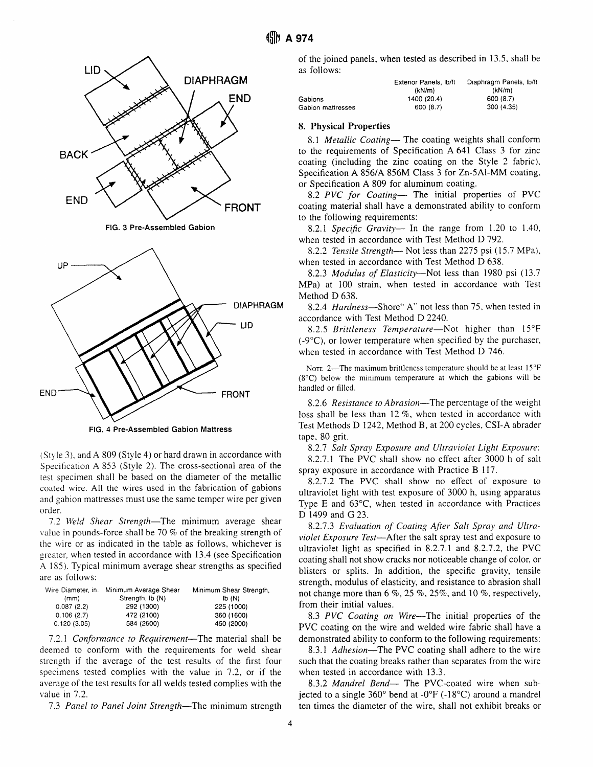FIG. 3 Pre-Assembled Gabion

FIG. 4 Pre-Assembled Gabion Mattress

(Style 3), and A 809 (Style 4) or hard drawn in accordance with Specification A 853 (Style 2). The cross-sectional area of the test specimen shall be based on the diameter of the metallic coated wire. All the wires used in the fabrication of gabions and gabion mattresses must use the same temper wire per given order.

7.2 *Weld Shear Strength*—The minimum average shear value in pounds-force shall be 70 % of the breaking strength of the wire or as indicated in the table as follows, whichever is greater, when tested in accordance with 13.4 (see Specification A 185). Typical minimum average shear strengths as specified are as follows:

| Wire Diameter, in. (mm) | Minimum Average Shear Strength, lb (N) | Minimum Shear Strength, lb (N) |
|---|---|---|
| 0.087 (2.2) | 292 (1300) | 225 (1000) |
| 0.106 (2.7) | 472 (2100) | 360 (1600) |
| 0.120 (3.05) | 584 (2600) | 450 (2000) |

7.2.1 *Conformance to Requirement*—The material shall be deemed to conform with the requirements for weld shear strength if the average of the test results of the first four specimens tested complies with the value in 7.2, or if the average of the test results for all welds tested complies with the value in 7.2.

7.3 *Panel to Panel Joint Strength*—The minimum strength of the joined panels, when tested as described in 13.5, shall be as follows:

| | Exterior Panels, lb/ft (kN/m) | Diaphragm Panels, lb/ft (kN/m) |
|---|---|---|
| Gabions | 1400 (20.4) | 600 (8.7) |
| Gabion mattresses | 600 (8.7) | 300 (4.35) |

## 8. Physical Properties

8.1 *Metallic Coating*— The coating weights shall conform to the requirements of Specification A 641 Class 3 for zinc coating (including the zinc coating on the Style 2 fabric), Specification A 856/A 856M Class 3 for Zn-5Al-MM coating, or Specification A 809 for aluminum coating.

8.2 *PVC for Coating*— The initial properties of PVC coating material shall have a demonstrated ability to conform to the following requirements:

8.2.1 *Specific Gravity*— In the range from 1.20 to 1.40, when tested in accordance with Test Method D 792.

8.2.2 *Tensile Strength*— Not less than 2275 psi (15.7 MPa), when tested in accordance with Test Method D 638.

8.2.3 *Modulus of Elasticity*—Not less than 1980 psi (13.7 MPa) at 100 strain, when tested in accordance with Test Method D 638.

8.2.4 *Hardness*—Shore" A" not less than 75, when tested in accordance with Test Method D 2240.

8.2.5 *Brittleness Temperature*—Not higher than 15°F (-9°C), or lower temperature when specified by the purchaser, when tested in accordance with Test Method D 746.

NOTE 2—The maximum brittleness temperature should be at least 15°F (8°C) below the minimum temperature at which the gabions will be handled or filled.

8.2.6 *Resistance to Abrasion*—The percentage of the weight loss shall be less than 12 %, when tested in accordance with Test Methods D 1242, Method B, at 200 cycles, CSI-A abrader tape, 80 grit.

8.2.7 *Salt Spray Exposure and Ultraviolet Light Exposure*:

8.2.7.1 The PVC shall show no effect after 3000 h of salt spray exposure in accordance with Practice B 117.

8.2.7.2 The PVC shall show no effect of exposure to ultraviolet light with test exposure of 3000 h, using apparatus Type E and 63°C, when tested in accordance with Practices D 1499 and G 23.

8.2.7.3 *Evaluation of Coating After Salt Spray and Ultraviolet Exposure Test*—After the salt spray test and exposure to ultraviolet light as specified in 8.2.7.1 and 8.2.7.2, the PVC coating shall not show cracks nor noticeable change of color, or blisters or splits. In addition, the specific gravity, tensile strength, modulus of elasticity, and resistance to abrasion shall not change more than 6 %, 25 %, 25%, and 10 %, respectively, from their initial values.

8.3 *PVC Coating on Wire*—The initial properties of the PVC coating on the wire and welded wire fabric shall have a demonstrated ability to conform to the following requirements:

8.3.1 *Adhesion*—The PVC coating shall adhere to the wire such that the coating breaks rather than separates from the wire when tested in accordance with 13.3.

8.3.2 *Mandrel Bend*— The PVC-coated wire when subjected to a single 360° bend at -0°F (-18°C) around a mandrel ten times the diameter of the wire, shall not exhibit breaks or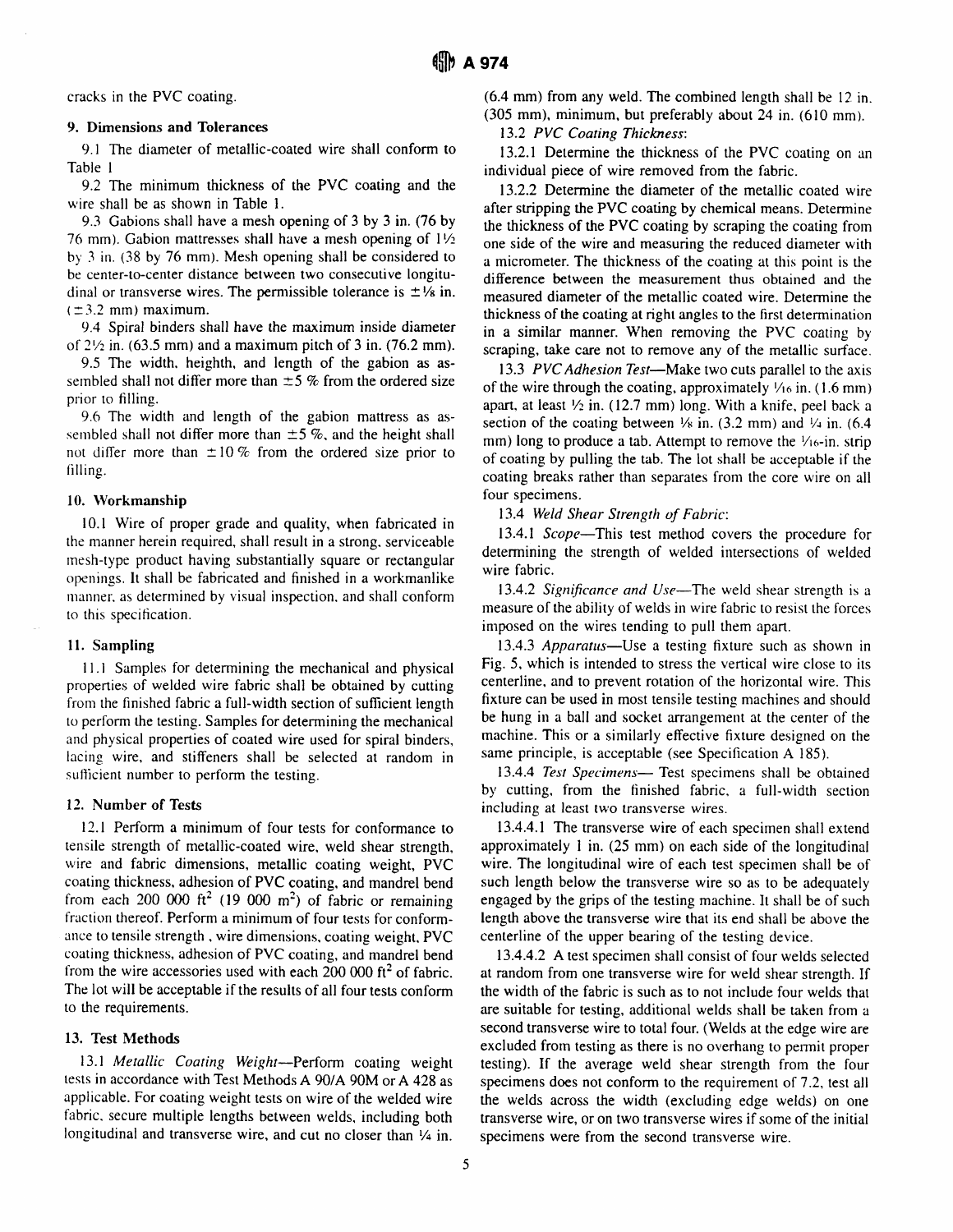cracks in the PVC coating.

## 9. Dimensions and Tolerances

9.1 The diameter of metallic-coated wire shall conform to Table 1

9.2 The minimum thickness of the PVC coating and the wire shall be as shown in Table 1.

9.3 Gabions shall have a mesh opening of 3 by 3 in. (76 by 76 mm). Gabion mattresses shall have a mesh opening of 1½ by 3 in. (38 by 76 mm). Mesh opening shall be considered to be center-to-center distance between two consecutive longitudinal or transverse wires. The permissible tolerance is ±⅛ in. (±3.2 mm) maximum.

9.4 Spiral binders shall have the maximum inside diameter of 2½ in. (63.5 mm) and a maximum pitch of 3 in. (76.2 mm).

9.5 The width, heighth, and length of the gabion as assembled shall not differ more than ±5 % from the ordered size prior to filling.

9.6 The width and length of the gabion mattress as assembled shall not differ more than ±5 %, and the height shall not differ more than ±10 % from the ordered size prior to filling.

## 10. Workmanship

10.1 Wire of proper grade and quality, when fabricated in the manner herein required, shall result in a strong, serviceable mesh-type product having substantially square or rectangular openings. It shall be fabricated and finished in a workmanlike manner, as determined by visual inspection, and shall conform to this specification.

## 11. Sampling

11.1 Samples for determining the mechanical and physical properties of welded wire fabric shall be obtained by cutting from the finished fabric a full-width section of sufficient length to perform the testing. Samples for determining the mechanical and physical properties of coated wire used for spiral binders, lacing wire, and stiffeners shall be selected at random in sufficient number to perform the testing.

## 12. Number of Tests

12.1 Perform a minimum of four tests for conformance to tensile strength of metallic-coated wire, weld shear strength, wire and fabric dimensions, metallic coating weight, PVC coating thickness, adhesion of PVC coating, and mandrel bend from each 200 000 ft$^2$ (19 000 m$^2$) of fabric or remaining fraction thereof. Perform a minimum of four tests for conformance to tensile strength , wire dimensions, coating weight, PVC coating thickness, adhesion of PVC coating, and mandrel bend from the wire accessories used with each 200 000 ft$^2$ of fabric. The lot will be acceptable if the results of all four tests conform to the requirements.

## 13. Test Methods

13.1 *Metallic Coating Weight*—Perform coating weight tests in accordance with Test Methods A 90/A 90M or A 428 as applicable. For coating weight tests on wire of the welded wire fabric, secure multiple lengths between welds, including both longitudinal and transverse wire, and cut no closer than ¼ in. (6.4 mm) from any weld. The combined length shall be 12 in. (305 mm), minimum, but preferably about 24 in. (610 mm).

13.2 *PVC Coating Thickness*:

13.2.1 Determine the thickness of the PVC coating on an individual piece of wire removed from the fabric.

13.2.2 Determine the diameter of the metallic coated wire after stripping the PVC coating by chemical means. Determine the thickness of the PVC coating by scraping the coating from one side of the wire and measuring the reduced diameter with a micrometer. The thickness of the coating at this point is the difference between the measurement thus obtained and the measured diameter of the metallic coated wire. Determine the thickness of the coating at right angles to the first determination in a similar manner. When removing the PVC coating by scraping, take care not to remove any of the metallic surface.

13.3 *PVC Adhesion Test*—Make two cuts parallel to the axis of the wire through the coating, approximately ¹⁄₁₆ in. (1.6 mm) apart, at least ½ in. (12.7 mm) long. With a knife, peel back a section of the coating between ⅛ in. (3.2 mm) and ¼ in. (6.4 mm) long to produce a tab. Attempt to remove the ¹⁄₁₆-in. strip of coating by pulling the tab. The lot shall be acceptable if the coating breaks rather than separates from the core wire on all four specimens.

13.4 *Weld Shear Strength of Fabric*:

13.4.1 *Scope*—This test method covers the procedure for determining the strength of welded intersections of welded wire fabric.

13.4.2 *Significance and Use*—The weld shear strength is a measure of the ability of welds in wire fabric to resist the forces imposed on the wires tending to pull them apart.

13.4.3 *Apparatus*—Use a testing fixture such as shown in Fig. 5, which is intended to stress the vertical wire close to its centerline, and to prevent rotation of the horizontal wire. This fixture can be used in most tensile testing machines and should be hung in a ball and socket arrangement at the center of the machine. This or a similarly effective fixture designed on the same principle, is acceptable (see Specification A 185).

13.4.4 *Test Specimens*— Test specimens shall be obtained by cutting, from the finished fabric, a full-width section including at least two transverse wires.

13.4.4.1 The transverse wire of each specimen shall extend approximately 1 in. (25 mm) on each side of the longitudinal wire. The longitudinal wire of each test specimen shall be of such length below the transverse wire so as to be adequately engaged by the grips of the testing machine. It shall be of such length above the transverse wire that its end shall be above the centerline of the upper bearing of the testing device.

13.4.4.2 A test specimen shall consist of four welds selected at random from one transverse wire for weld shear strength. If the width of the fabric is such as to not include four welds that are suitable for testing, additional welds shall be taken from a second transverse wire to total four. (Welds at the edge wire are excluded from testing as there is no overhang to permit proper testing). If the average weld shear strength from the four specimens does not conform to the requirement of 7.2, test all the welds across the width (excluding edge welds) on one transverse wire, or on two transverse wires if some of the initial specimens were from the second transverse wire.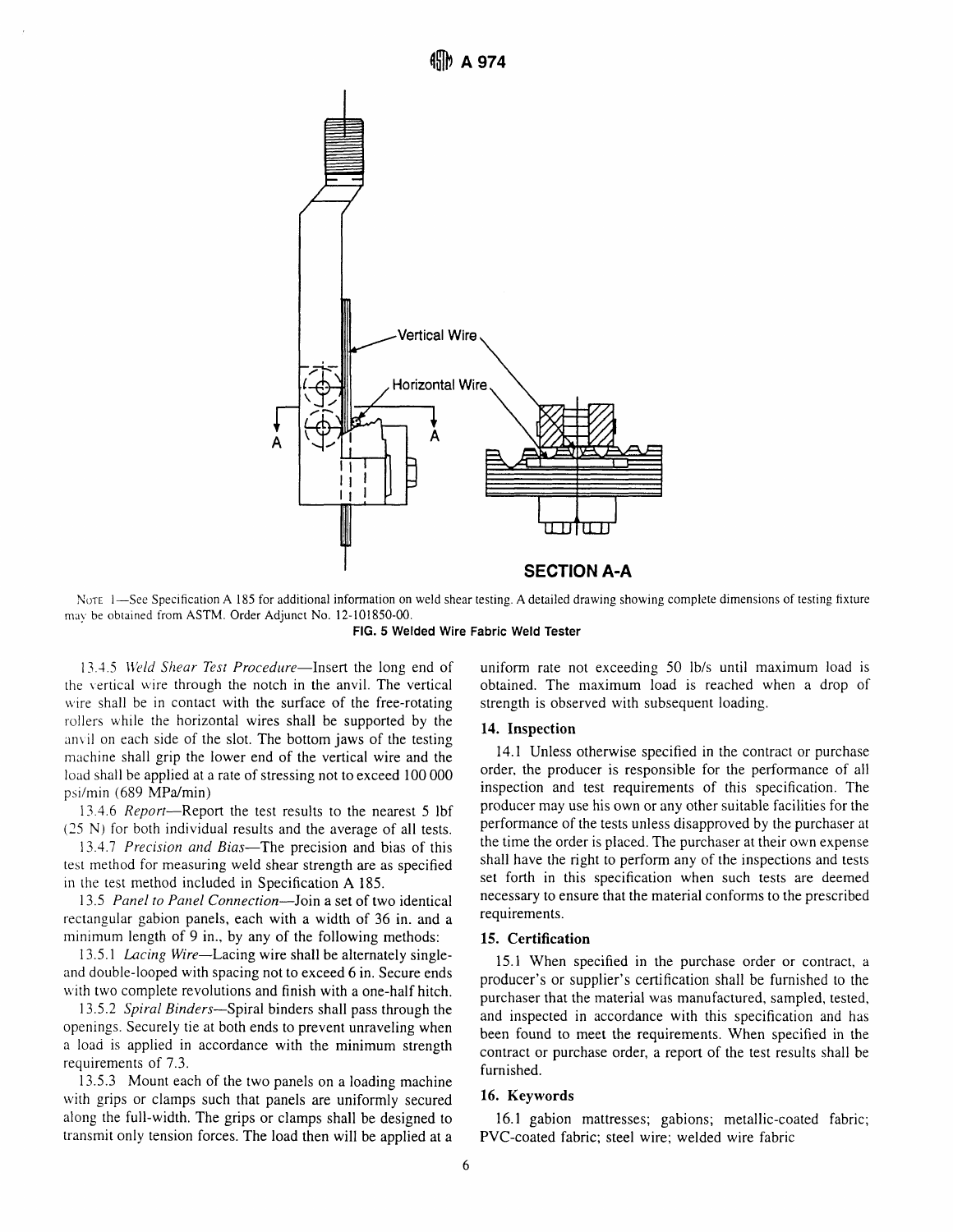NOTE 1—See Specification A 185 for additional information on weld shear testing. A detailed drawing showing complete dimensions of testing fixture may be obtained from ASTM. Order Adjunct No. 12-101850-00.

**FIG. 5 Welded Wire Fabric Weld Tester**

13.4.5 *Weld Shear Test Procedure*—Insert the long end of the vertical wire through the notch in the anvil. The vertical wire shall be in contact with the surface of the free-rotating rollers while the horizontal wires shall be supported by the anvil on each side of the slot. The bottom jaws of the testing machine shall grip the lower end of the vertical wire and the load shall be applied at a rate of stressing not to exceed 100 000 psi/min (689 MPa/min)

13.4.6 *Report*—Report the test results to the nearest 5 lbf (25 N) for both individual results and the average of all tests.

13.4.7 *Precision and Bias*—The precision and bias of this test method for measuring weld shear strength are as specified in the test method included in Specification A 185.

13.5 *Panel to Panel Connection*—Join a set of two identical rectangular gabion panels, each with a width of 36 in. and a minimum length of 9 in., by any of the following methods:

13.5.1 *Lacing Wire*—Lacing wire shall be alternately single- and double-looped with spacing not to exceed 6 in. Secure ends with two complete revolutions and finish with a one-half hitch.

13.5.2 *Spiral Binders*—Spiral binders shall pass through the openings. Securely tie at both ends to prevent unraveling when a load is applied in accordance with the minimum strength requirements of 7.3.

13.5.3 Mount each of the two panels on a loading machine with grips or clamps such that panels are uniformly secured along the full-width. The grips or clamps shall be designed to transmit only tension forces. The load then will be applied at a uniform rate not exceeding 50 lb/s until maximum load is obtained. The maximum load is reached when a drop of strength is observed with subsequent loading.

## 14. Inspection

14.1 Unless otherwise specified in the contract or purchase order, the producer is responsible for the performance of all inspection and test requirements of this specification. The producer may use his own or any other suitable facilities for the performance of the tests unless disapproved by the purchaser at the time the order is placed. The purchaser at their own expense shall have the right to perform any of the inspections and tests set forth in this specification when such tests are deemed necessary to ensure that the material conforms to the prescribed requirements.

## 15. Certification

15.1 When specified in the purchase order or contract, a producer's or supplier's certification shall be furnished to the purchaser that the material was manufactured, sampled, tested, and inspected in accordance with this specification and has been found to meet the requirements. When specified in the contract or purchase order, a report of the test results shall be furnished.

## 16. Keywords

16.1 gabion mattresses; gabions; metallic-coated fabric; PVC-coated fabric; steel wire; welded wire fabric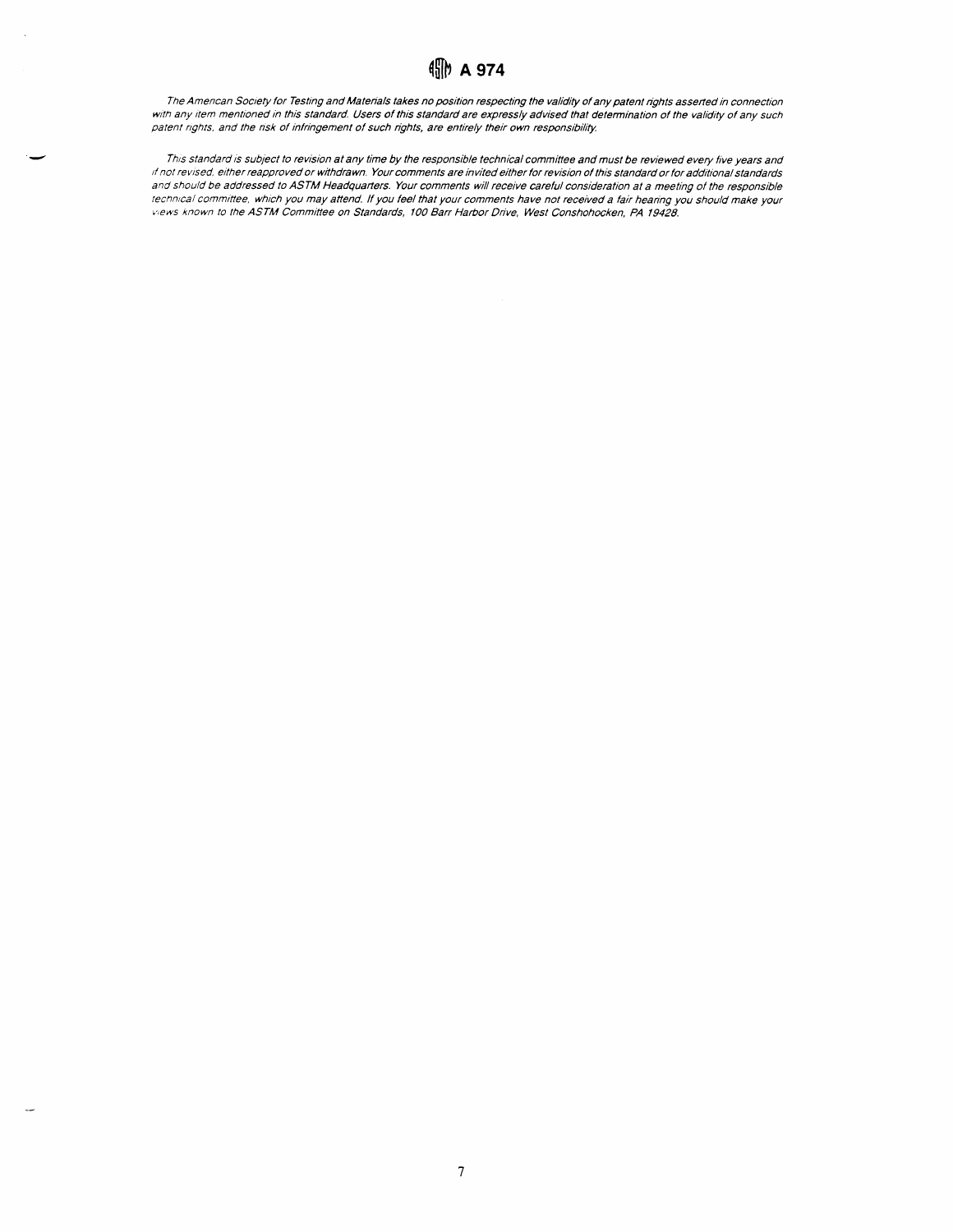*The American Society for Testing and Materials takes no position respecting the validity of any patent rights asserted in connection with any item mentioned in this standard. Users of this standard are expressly advised that determination of the validity of any such patent rights, and the risk of infringement of such rights, are entirely their own responsibility.*

*This standard is subject to revision at any time by the responsible technical committee and must be reviewed every five years and if not revised, either reapproved or withdrawn. Your comments are invited either for revision of this standard or for additional standards and should be addressed to ASTM Headquarters. Your comments will receive careful consideration at a meeting of the responsible technical committee, which you may attend. If you feel that your comments have not received a fair hearing you should make your views known to the ASTM Committee on Standards, 100 Barr Harbor Drive, West Conshohocken, PA 19428.*